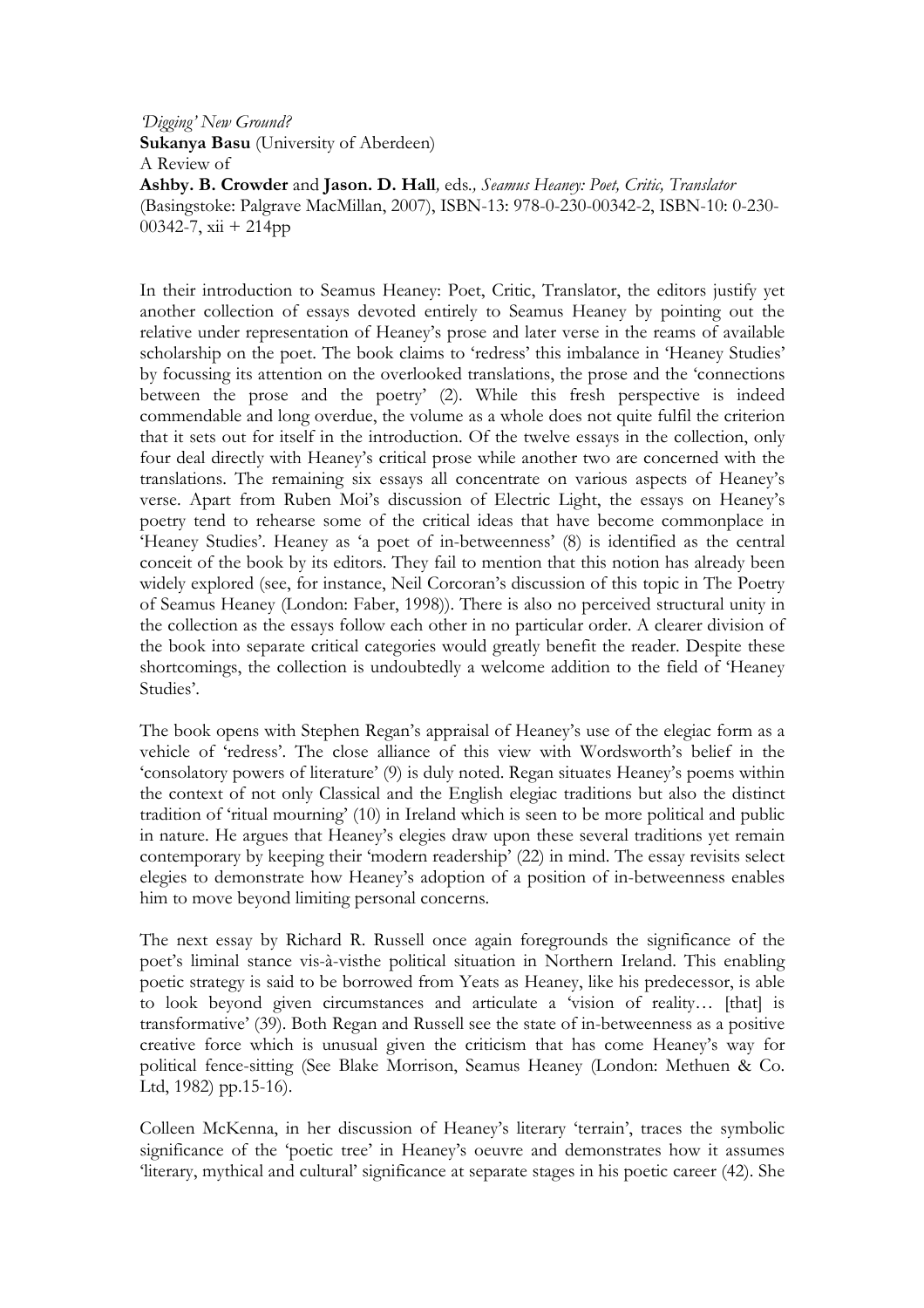*'Digging' New Ground?*
**Sukanya Basu** (University of Aberdeen)
A Review of
**Ashby. B. Crowder** and **Jason. D. Hall***, eds., Seamus Heaney: Poet, Critic, Translator* (Basingstoke: Palgrave MacMillan, 2007), ISBN-13: 978-0-230-00342-2, ISBN-10: 0-230-00342-7, xii + 214pp

In their introduction to Seamus Heaney: Poet, Critic, Translator, the editors justify yet another collection of essays devoted entirely to Seamus Heaney by pointing out the relative under representation of Heaney's prose and later verse in the reams of available scholarship on the poet. The book claims to 'redress' this imbalance in 'Heaney Studies' by focussing its attention on the overlooked translations, the prose and the 'connections between the prose and the poetry' (2). While this fresh perspective is indeed commendable and long overdue, the volume as a whole does not quite fulfil the criterion that it sets out for itself in the introduction. Of the twelve essays in the collection, only four deal directly with Heaney's critical prose while another two are concerned with the translations. The remaining six essays all concentrate on various aspects of Heaney's verse. Apart from Ruben Moi's discussion of Electric Light, the essays on Heaney's poetry tend to rehearse some of the critical ideas that have become commonplace in 'Heaney Studies'. Heaney as 'a poet of in-betweenness' (8) is identified as the central conceit of the book by its editors. They fail to mention that this notion has already been widely explored (see, for instance, Neil Corcoran's discussion of this topic in The Poetry of Seamus Heaney (London: Faber, 1998)). There is also no perceived structural unity in the collection as the essays follow each other in no particular order. A clearer division of the book into separate critical categories would greatly benefit the reader. Despite these shortcomings, the collection is undoubtedly a welcome addition to the field of 'Heaney Studies'.

The book opens with Stephen Regan's appraisal of Heaney's use of the elegiac form as a vehicle of 'redress'. The close alliance of this view with Wordsworth's belief in the 'consolatory powers of literature' (9) is duly noted. Regan situates Heaney's poems within the context of not only Classical and the English elegiac traditions but also the distinct tradition of 'ritual mourning' (10) in Ireland which is seen to be more political and public in nature. He argues that Heaney's elegies draw upon these several traditions yet remain contemporary by keeping their 'modern readership' (22) in mind. The essay revisits select elegies to demonstrate how Heaney's adoption of a position of in-betweenness enables him to move beyond limiting personal concerns.

The next essay by Richard R. Russell once again foregrounds the significance of the poet's liminal stance vis-à-visthe political situation in Northern Ireland. This enabling poetic strategy is said to be borrowed from Yeats as Heaney, like his predecessor, is able to look beyond given circumstances and articulate a 'vision of reality… [that] is transformative' (39). Both Regan and Russell see the state of in-betweenness as a positive creative force which is unusual given the criticism that has come Heaney's way for political fence-sitting (See Blake Morrison, Seamus Heaney (London: Methuen & Co. Ltd, 1982) pp.15-16).

Colleen McKenna, in her discussion of Heaney's literary 'terrain', traces the symbolic significance of the 'poetic tree' in Heaney's oeuvre and demonstrates how it assumes 'literary, mythical and cultural' significance at separate stages in his poetic career (42). She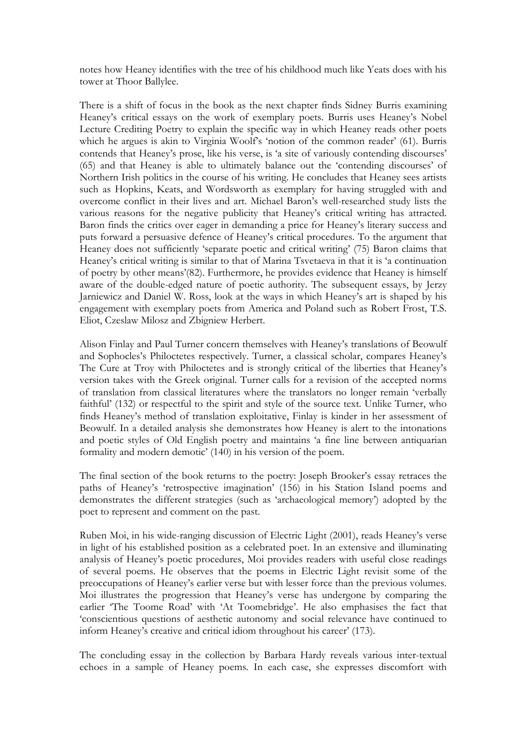notes how Heaney identifies with the tree of his childhood much like Yeats does with his tower at Thoor Ballylee.

There is a shift of focus in the book as the next chapter finds Sidney Burris examining Heaney's critical essays on the work of exemplary poets. Burris uses Heaney's Nobel Lecture Crediting Poetry to explain the specific way in which Heaney reads other poets which he argues is akin to Virginia Woolf's 'notion of the common reader' (61). Burris contends that Heaney's prose, like his verse, is 'a site of variously contending discourses' (65) and that Heaney is able to ultimately balance out the 'contending discourses' of Northern Irish politics in the course of his writing. He concludes that Heaney sees artists such as Hopkins, Keats, and Wordsworth as exemplary for having struggled with and overcome conflict in their lives and art. Michael Baron's well-researched study lists the various reasons for the negative publicity that Heaney's critical writing has attracted. Baron finds the critics over eager in demanding a price for Heaney's literary success and puts forward a persuasive defence of Heaney's critical procedures. To the argument that Heaney does not sufficiently 'separate poetic and critical writing' (75) Baron claims that Heaney's critical writing is similar to that of Marina Tsvetaeva in that it is 'a continuation of poetry by other means'(82). Furthermore, he provides evidence that Heaney is himself aware of the double-edged nature of poetic authority. The subsequent essays, by Jerzy Jarniewicz and Daniel W. Ross, look at the ways in which Heaney's art is shaped by his engagement with exemplary poets from America and Poland such as Robert Frost, T.S. Eliot, Czeslaw Milosz and Zbigniew Herbert.

Alison Finlay and Paul Turner concern themselves with Heaney's translations of Beowulf and Sophocles's Philoctetes respectively. Turner, a classical scholar, compares Heaney's The Cure at Troy with Philoctetes and is strongly critical of the liberties that Heaney's version takes with the Greek original. Turner calls for a revision of the accepted norms of translation from classical literatures where the translators no longer remain 'verbally faithful' (132) or respectful to the spirit and style of the source text. Unlike Turner, who finds Heaney's method of translation exploitative, Finlay is kinder in her assessment of Beowulf. In a detailed analysis she demonstrates how Heaney is alert to the intonations and poetic styles of Old English poetry and maintains 'a fine line between antiquarian formality and modern demotic' (140) in his version of the poem.

The final section of the book returns to the poetry: Joseph Brooker's essay retraces the paths of Heaney's 'retrospective imagination' (156) in his Station Island poems and demonstrates the different strategies (such as 'archaeological memory') adopted by the poet to represent and comment on the past.

Ruben Moi, in his wide-ranging discussion of Electric Light (2001), reads Heaney's verse in light of his established position as a celebrated poet. In an extensive and illuminating analysis of Heaney's poetic procedures, Moi provides readers with useful close readings of several poems. He observes that the poems in Electric Light revisit some of the preoccupations of Heaney's earlier verse but with lesser force than the previous volumes. Moi illustrates the progression that Heaney's verse has undergone by comparing the earlier 'The Toome Road' with 'At Toomebridge'. He also emphasises the fact that 'conscientious questions of aesthetic autonomy and social relevance have continued to inform Heaney's creative and critical idiom throughout his career' (173).

The concluding essay in the collection by Barbara Hardy reveals various inter-textual echoes in a sample of Heaney poems. In each case, she expresses discomfort with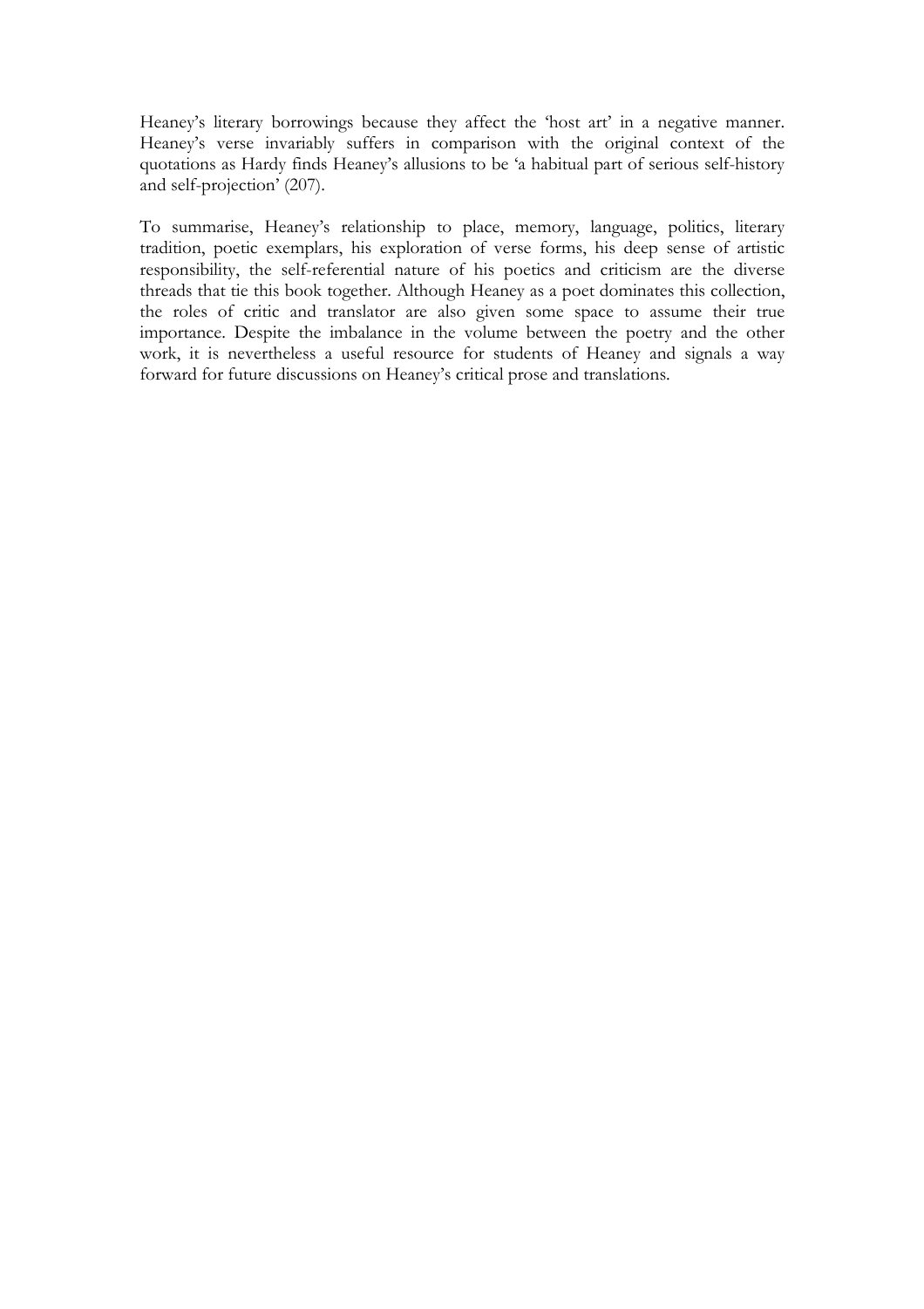Heaney's literary borrowings because they affect the 'host art' in a negative manner. Heaney's verse invariably suffers in comparison with the original context of the quotations as Hardy finds Heaney's allusions to be 'a habitual part of serious self-history and self-projection' (207).

To summarise, Heaney's relationship to place, memory, language, politics, literary tradition, poetic exemplars, his exploration of verse forms, his deep sense of artistic responsibility, the self-referential nature of his poetics and criticism are the diverse threads that tie this book together. Although Heaney as a poet dominates this collection, the roles of critic and translator are also given some space to assume their true importance. Despite the imbalance in the volume between the poetry and the other work, it is nevertheless a useful resource for students of Heaney and signals a way forward for future discussions on Heaney's critical prose and translations.